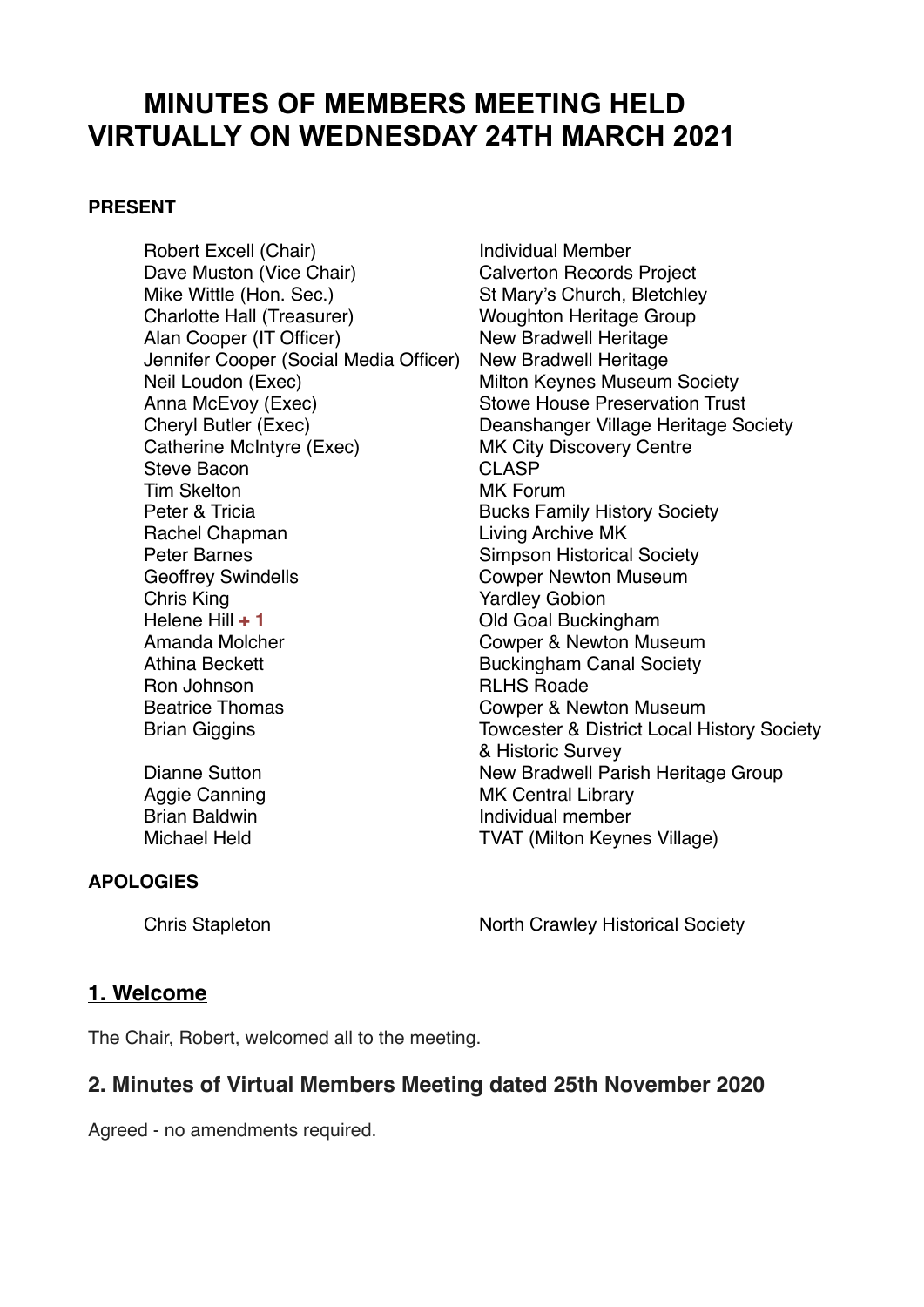# MINUTES OF MEMBERS MEETING HELD VIRTUALLY ON WEDNESDAY 24TH MARCH 2021

**PRESENT**

| | |
|---|---|
| Robert Excell (Chair) | Individual Member |
| Dave Muston (Vice Chair) | Calverton Records Project |
| Mike Wittle (Hon. Sec.) | St Mary's Church, Bletchley |
| Charlotte Hall (Treasurer) | Woughton Heritage Group |
| Alan Cooper (IT Officer) | New Bradwell Heritage |
| Jennifer Cooper (Social Media Officer) | New Bradwell Heritage |
| Neil Loudon (Exec) | Milton Keynes Museum Society |
| Anna McEvoy (Exec) | Stowe House Preservation Trust |
| Cheryl Butler (Exec) | Deanshanger Village Heritage Society |
| Catherine McIntyre (Exec) | MK City Discovery Centre |
| Steve Bacon | CLASP |
| Tim Skelton | MK Forum |
| Peter & Tricia | Bucks Family History Society |
| Rachel Chapman | Living Archive MK |
| Peter Barnes | Simpson Historical Society |
| Geoffrey Swindells | Cowper Newton Museum |
| Chris King | Yardley Gobion |
| Helene Hill **+ 1** | Old Goal Buckingham |
| Amanda Molcher | Cowper & Newton Museum |
| Athina Beckett | Buckingham Canal Society |
| Ron Johnson | RLHS Roade |
| Beatrice Thomas | Cowper & Newton Museum |
| Brian Giggins | Towcester & District Local History Society & Historic Survey |
| Dianne Sutton | New Bradwell Parish Heritage Group |
| Aggie Canning | MK Central Library |
| Brian Baldwin | Individual member |
| Michael Held | TVAT (Milton Keynes Village) |

**APOLOGIES**

| | |
|---|---|
| Chris Stapleton | North Crawley Historical Society |

## 1. Welcome

The Chair, Robert, welcomed all to the meeting.

## 2. Minutes of Virtual Members Meeting dated 25th November 2020

Agreed - no amendments required.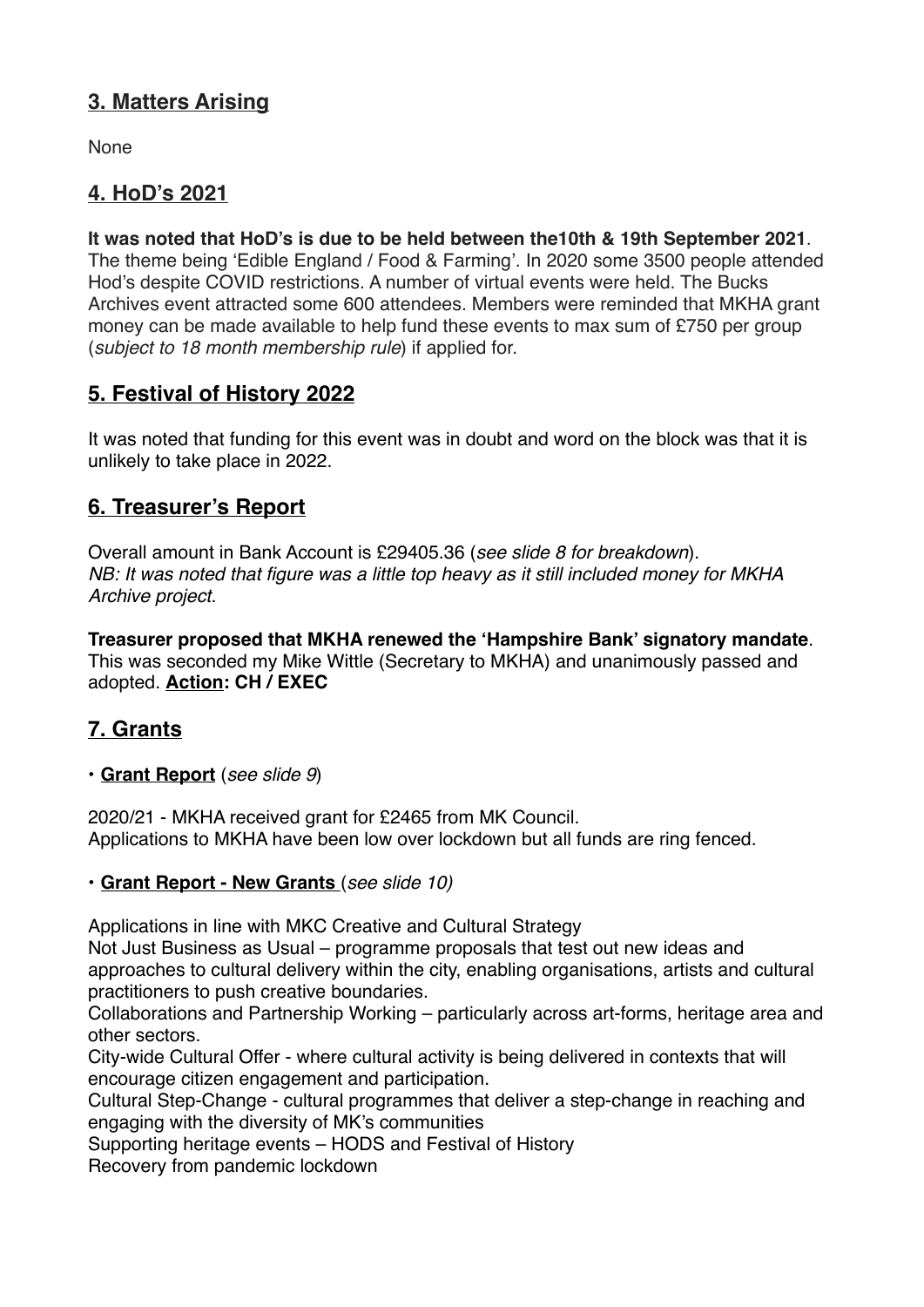## **3. Matters Arising**

None

## **4. HoD's 2021**

**It was noted that HoD's is due to be held between the10th & 19th September 2021**. The theme being 'Edible England / Food & Farming'. In 2020 some 3500 people attended Hod's despite COVID restrictions. A number of virtual events were held. The Bucks Archives event attracted some 600 attendees. Members were reminded that MKHA grant money can be made available to help fund these events to max sum of £750 per group (*subject to 18 month membership rule*) if applied for.

## **5. Festival of History 2022**

It was noted that funding for this event was in doubt and word on the block was that it is unlikely to take place in 2022.

## **6. Treasurer's Report**

Overall amount in Bank Account is £29405.36 (*see slide 8 for breakdown*).
*NB: It was noted that figure was a little top heavy as it still included money for MKHA Archive project.*

**Treasurer proposed that MKHA renewed the 'Hampshire Bank' signatory mandate**. This was seconded my Mike Wittle (Secretary to MKHA) and unanimously passed and adopted. **Action: CH / EXEC**

## **7. Grants**

• **Grant Report** (*see slide 9*)

2020/21 - MKHA received grant for £2465 from MK Council.
Applications to MKHA have been low over lockdown but all funds are ring fenced.

• **Grant Report - New Grants** (*see slide 10)*

Applications in line with MKC Creative and Cultural Strategy
Not Just Business as Usual – programme proposals that test out new ideas and approaches to cultural delivery within the city, enabling organisations, artists and cultural practitioners to push creative boundaries.
Collaborations and Partnership Working – particularly across art-forms, heritage area and other sectors.
City-wide Cultural Offer - where cultural activity is being delivered in contexts that will encourage citizen engagement and participation.
Cultural Step-Change - cultural programmes that deliver a step-change in reaching and engaging with the diversity of MK's communities
Supporting heritage events – HODS and Festival of History
Recovery from pandemic lockdown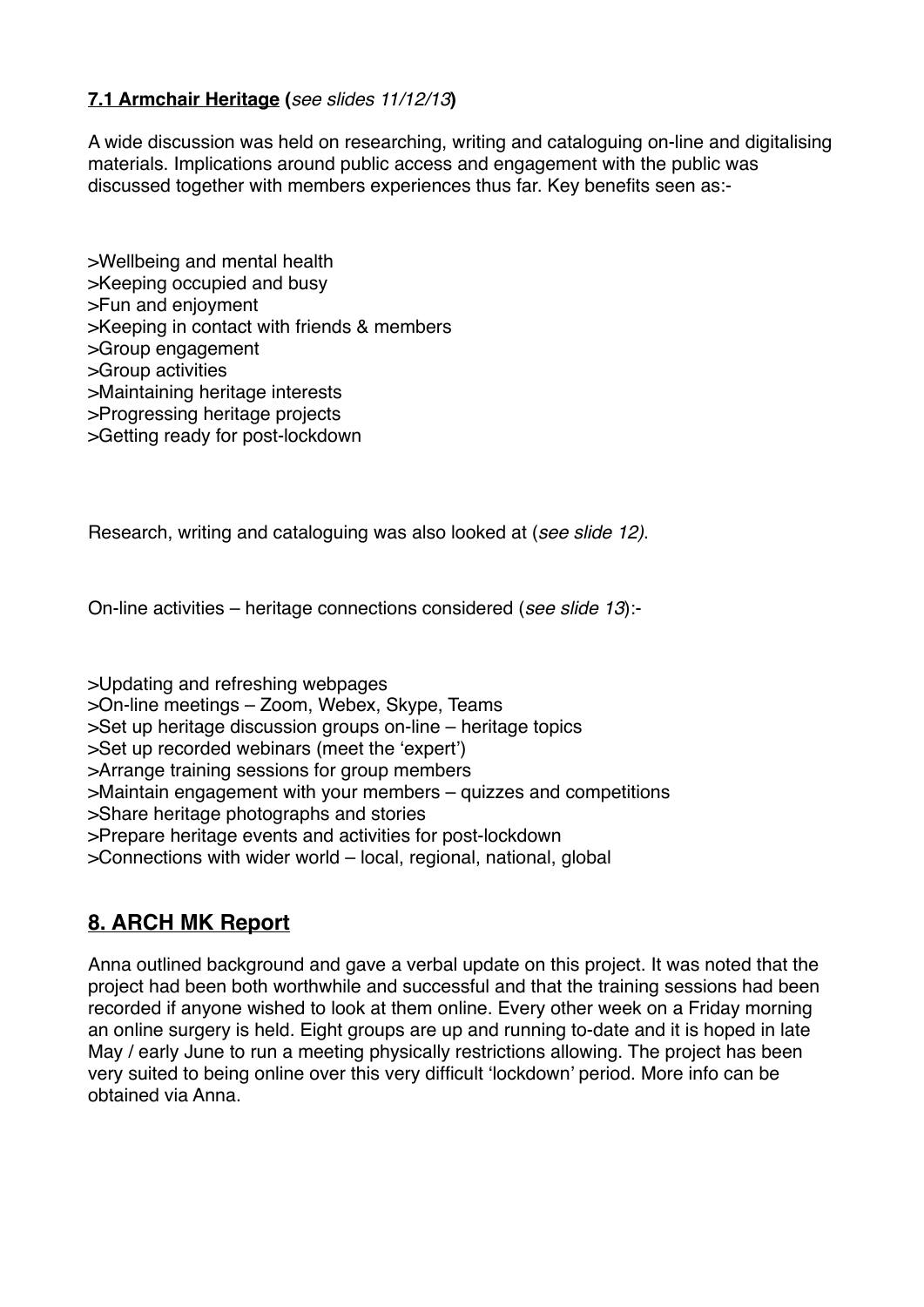### **7.1 Armchair Heritage** (*see slides 11/12/13*)

A wide discussion was held on researching, writing and cataloguing on-line and digitalising materials. Implications around public access and engagement with the public was discussed together with members experiences thus far. Key benefits seen as:-

>Wellbeing and mental health
>Keeping occupied and busy
>Fun and enjoyment
>Keeping in contact with friends & members
>Group engagement
>Group activities
>Maintaining heritage interests
>Progressing heritage projects
>Getting ready for post-lockdown

Research, writing and cataloguing was also looked at (*see slide 12)*.

On-line activities – heritage connections considered (*see slide 13*):-

>Updating and refreshing webpages
>On-line meetings – Zoom, Webex, Skype, Teams
>Set up heritage discussion groups on-line – heritage topics
>Set up recorded webinars (meet the 'expert')
>Arrange training sessions for group members
>Maintain engagement with your members – quizzes and competitions
>Share heritage photographs and stories
>Prepare heritage events and activities for post-lockdown
>Connections with wider world – local, regional, national, global

## **8. ARCH MK Report**

Anna outlined background and gave a verbal update on this project. It was noted that the project had been both worthwhile and successful and that the training sessions had been recorded if anyone wished to look at them online. Every other week on a Friday morning an online surgery is held. Eight groups are up and running to-date and it is hoped in late May / early June to run a meeting physically restrictions allowing. The project has been very suited to being online over this very difficult 'lockdown' period. More info can be obtained via Anna.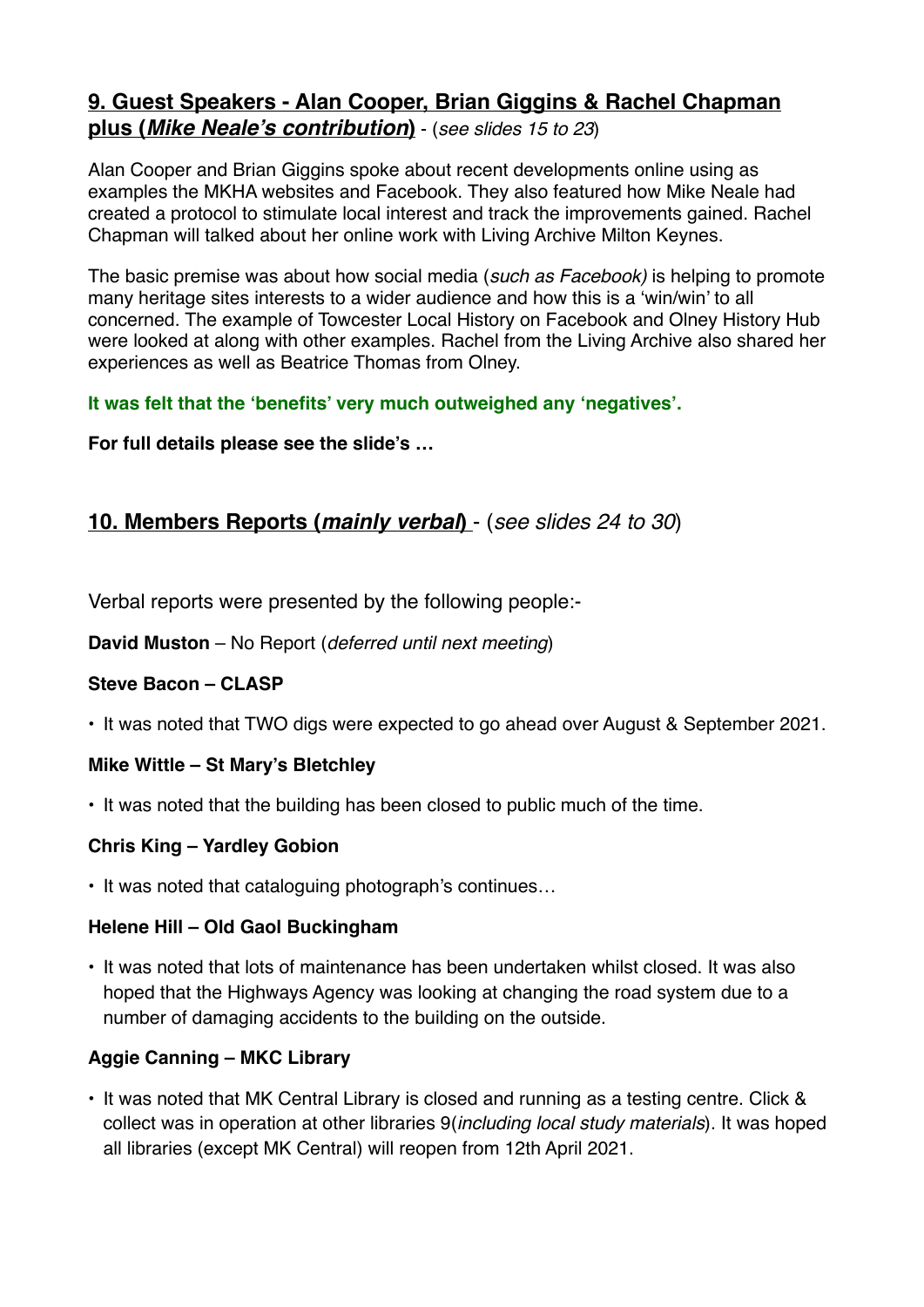## 9. Guest Speakers - Alan Cooper, Brian Giggins & Rachel Chapman plus (*Mike Neale's contribution*) - (*see slides 15 to 23*)

Alan Cooper and Brian Giggins spoke about recent developments online using as examples the MKHA websites and Facebook. They also featured how Mike Neale had created a protocol to stimulate local interest and track the improvements gained. Rachel Chapman will talked about her online work with Living Archive Milton Keynes.

The basic premise was about how social media (*such as Facebook)* is helping to promote many heritage sites interests to a wider audience and how this is a 'win/win' to all concerned. The example of Towcester Local History on Facebook and Olney History Hub were looked at along with other examples. Rachel from the Living Archive also shared her experiences as well as Beatrice Thomas from Olney.

**It was felt that the 'benefits' very much outweighed any 'negatives'.**

**For full details please see the slide's …**

## 10. Members Reports (*mainly verbal*) - (*see slides 24 to 30*)

Verbal reports were presented by the following people:-

**David Muston** – No Report (*deferred until next meeting*)

**Steve Bacon – CLASP**

- It was noted that TWO digs were expected to go ahead over August & September 2021.

**Mike Wittle – St Mary's Bletchley**

- It was noted that the building has been closed to public much of the time.

**Chris King – Yardley Gobion**

- It was noted that cataloguing photograph's continues…

**Helene Hill – Old Gaol Buckingham**

- It was noted that lots of maintenance has been undertaken whilst closed. It was also hoped that the Highways Agency was looking at changing the road system due to a number of damaging accidents to the building on the outside.

**Aggie Canning – MKC Library**

- It was noted that MK Central Library is closed and running as a testing centre. Click & collect was in operation at other libraries 9(*including local study materials*). It was hoped all libraries (except MK Central) will reopen from 12th April 2021.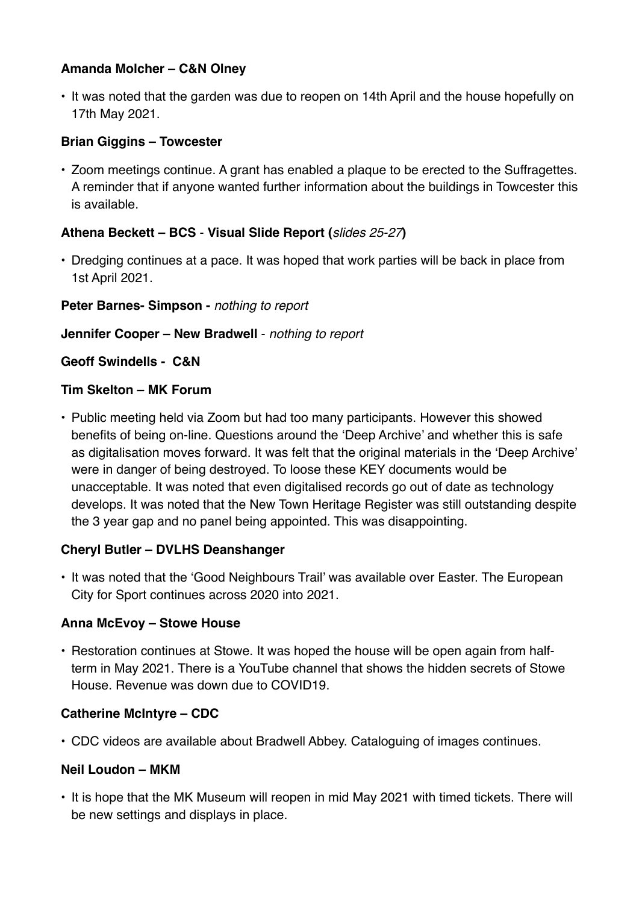**Amanda Molcher – C&N Olney**

- It was noted that the garden was due to reopen on 14th April and the house hopefully on 17th May 2021.

**Brian Giggins – Towcester**

- Zoom meetings continue. A grant has enabled a plaque to be erected to the Suffragettes. A reminder that if anyone wanted further information about the buildings in Towcester this is available.

**Athena Beckett – BCS - Visual Slide Report (***slides 25-27***)**

- Dredging continues at a pace. It was hoped that work parties will be back in place from 1st April 2021.

**Peter Barnes- Simpson -** *nothing to report*

**Jennifer Cooper – New Bradwell** - *nothing to report*

**Geoff Swindells - C&N**

**Tim Skelton – MK Forum**

- Public meeting held via Zoom but had too many participants. However this showed benefits of being on-line. Questions around the 'Deep Archive' and whether this is safe as digitalisation moves forward. It was felt that the original materials in the 'Deep Archive' were in danger of being destroyed. To loose these KEY documents would be unacceptable. It was noted that even digitalised records go out of date as technology develops. It was noted that the New Town Heritage Register was still outstanding despite the 3 year gap and no panel being appointed. This was disappointing.

**Cheryl Butler – DVLHS Deanshanger**

- It was noted that the 'Good Neighbours Trail' was available over Easter. The European City for Sport continues across 2020 into 2021.

**Anna McEvoy – Stowe House**

- Restoration continues at Stowe. It was hoped the house will be open again from half-term in May 2021. There is a YouTube channel that shows the hidden secrets of Stowe House. Revenue was down due to COVID19.

**Catherine McIntyre – CDC**

- CDC videos are available about Bradwell Abbey. Cataloguing of images continues.

**Neil Loudon – MKM**

- It is hope that the MK Museum will reopen in mid May 2021 with timed tickets. There will be new settings and displays in place.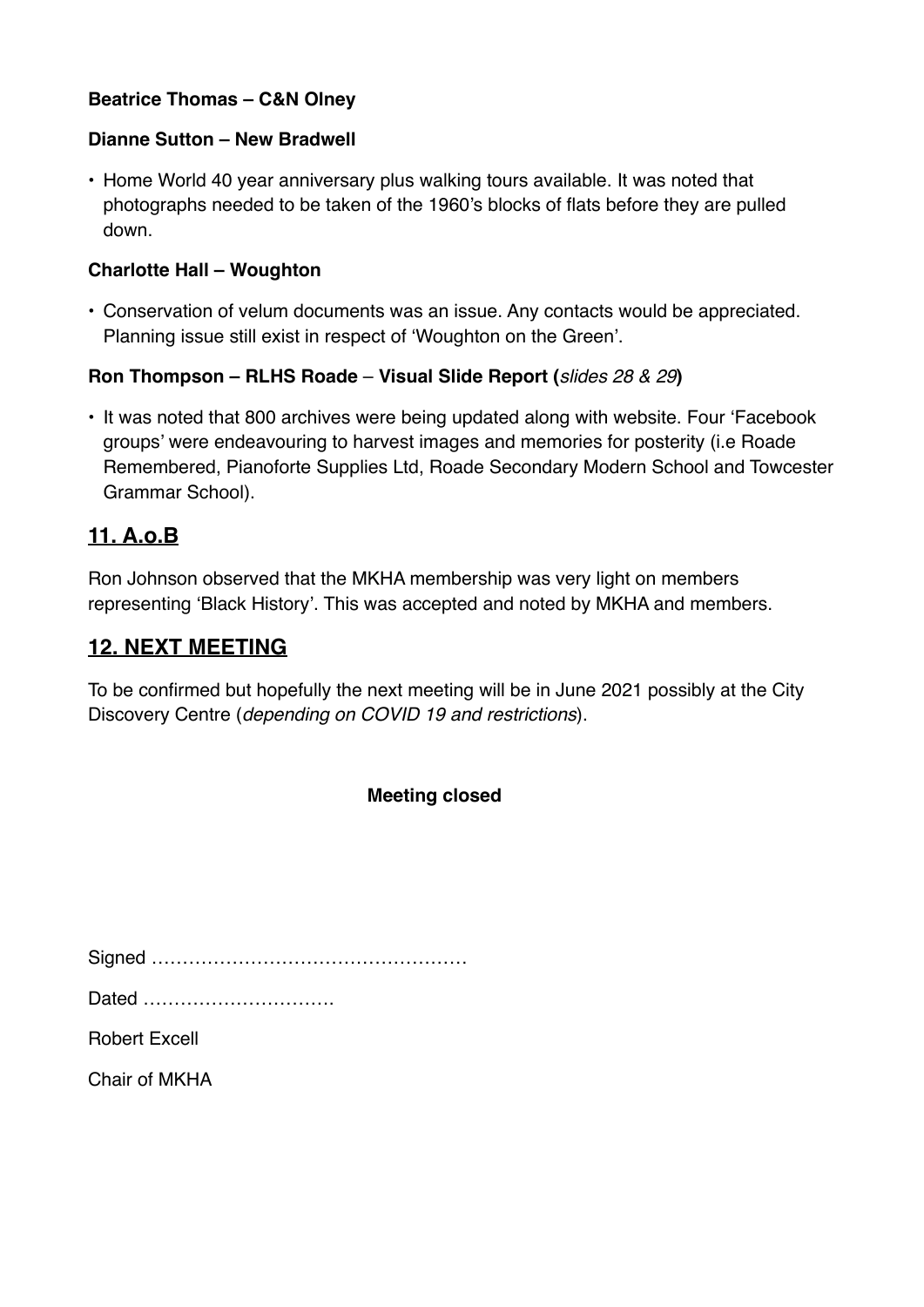**Beatrice Thomas – C&N Olney**

**Dianne Sutton – New Bradwell**

- Home World 40 year anniversary plus walking tours available. It was noted that photographs needed to be taken of the 1960's blocks of flats before they are pulled down.

**Charlotte Hall – Woughton**

- Conservation of velum documents was an issue. Any contacts would be appreciated. Planning issue still exist in respect of 'Woughton on the Green'.

**Ron Thompson – RLHS Roade** – **Visual Slide Report (***slides 28 & 29***)**

- It was noted that 800 archives were being updated along with website. Four 'Facebook groups' were endeavouring to harvest images and memories for posterity (i.e Roade Remembered, Pianoforte Supplies Ltd, Roade Secondary Modern School and Towcester Grammar School).

## 11. A.o.B

Ron Johnson observed that the MKHA membership was very light on members representing 'Black History'. This was accepted and noted by MKHA and members.

## 12. NEXT MEETING

To be confirmed but hopefully the next meeting will be in June 2021 possibly at the City Discovery Centre (*depending on COVID 19 and restrictions*).

**Meeting closed**

Signed ……………………………………………

Dated …………………………

Robert Excell

Chair of MKHA